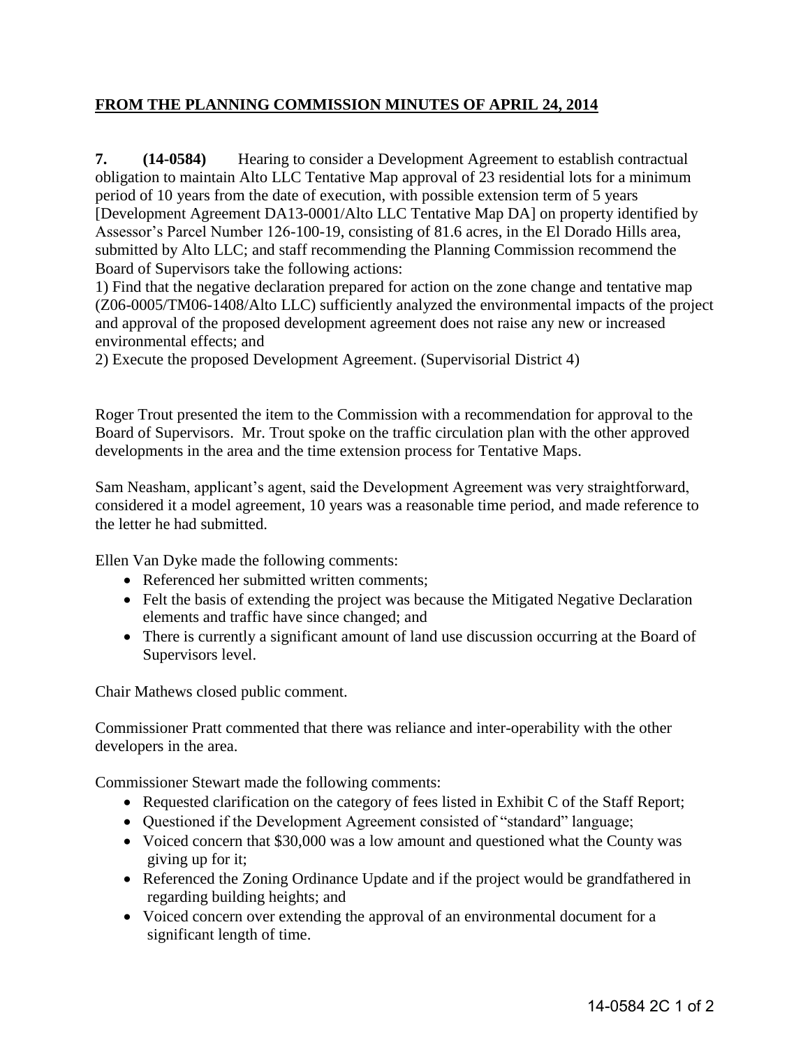**FROM THE PLANNING COMMISSION MINUTES OF APRIL 24, 2014**

**7. (14-0584)** Hearing to consider a Development Agreement to establish contractual obligation to maintain Alto LLC Tentative Map approval of 23 residential lots for a minimum period of 10 years from the date of execution, with possible extension term of 5 years [Development Agreement DA13-0001/Alto LLC Tentative Map DA] on property identified by Assessor's Parcel Number 126-100-19, consisting of 81.6 acres, in the El Dorado Hills area, submitted by Alto LLC; and staff recommending the Planning Commission recommend the Board of Supervisors take the following actions:
1) Find that the negative declaration prepared for action on the zone change and tentative map (Z06-0005/TM06-1408/Alto LLC) sufficiently analyzed the environmental impacts of the project and approval of the proposed development agreement does not raise any new or increased environmental effects; and
2) Execute the proposed Development Agreement. (Supervisorial District 4)

Roger Trout presented the item to the Commission with a recommendation for approval to the Board of Supervisors. Mr. Trout spoke on the traffic circulation plan with the other approved developments in the area and the time extension process for Tentative Maps.

Sam Neasham, applicant's agent, said the Development Agreement was very straightforward, considered it a model agreement, 10 years was a reasonable time period, and made reference to the letter he had submitted.

Ellen Van Dyke made the following comments:

- Referenced her submitted written comments;
- Felt the basis of extending the project was because the Mitigated Negative Declaration elements and traffic have since changed; and
- There is currently a significant amount of land use discussion occurring at the Board of Supervisors level.

Chair Mathews closed public comment.

Commissioner Pratt commented that there was reliance and inter-operability with the other developers in the area.

Commissioner Stewart made the following comments:

- Requested clarification on the category of fees listed in Exhibit C of the Staff Report;
- Questioned if the Development Agreement consisted of "standard" language;
- Voiced concern that $30,000 was a low amount and questioned what the County was giving up for it;
- Referenced the Zoning Ordinance Update and if the project would be grandfathered in regarding building heights; and
- Voiced concern over extending the approval of an environmental document for a significant length of time.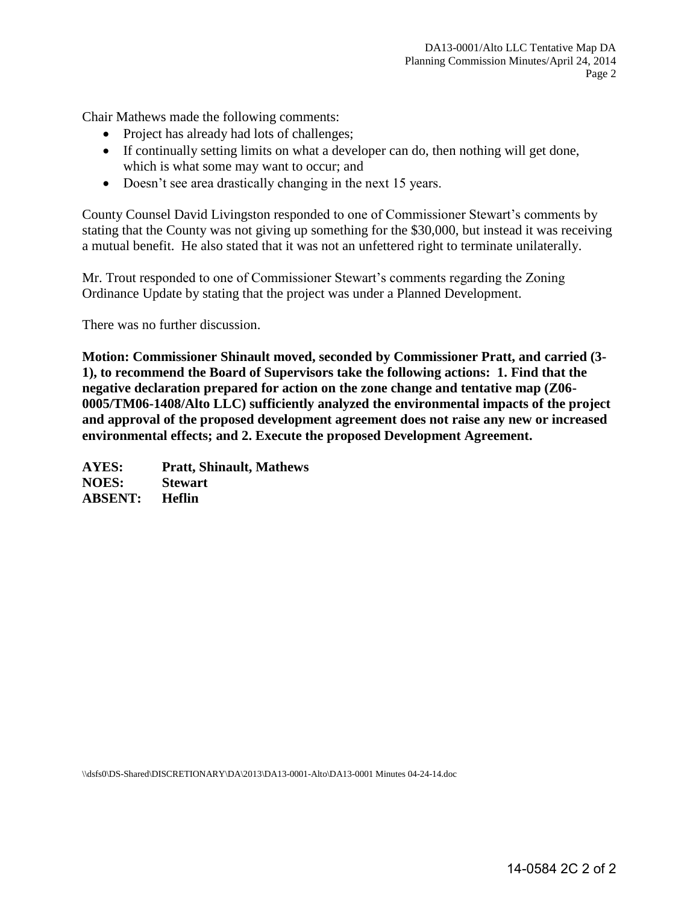Chair Mathews made the following comments:

- Project has already had lots of challenges;
- If continually setting limits on what a developer can do, then nothing will get done, which is what some may want to occur; and
- Doesn't see area drastically changing in the next 15 years.

County Counsel David Livingston responded to one of Commissioner Stewart's comments by stating that the County was not giving up something for the $30,000, but instead it was receiving a mutual benefit. He also stated that it was not an unfettered right to terminate unilaterally.

Mr. Trout responded to one of Commissioner Stewart's comments regarding the Zoning Ordinance Update by stating that the project was under a Planned Development.

There was no further discussion.

**Motion: Commissioner Shinault moved, seconded by Commissioner Pratt, and carried (3-1), to recommend the Board of Supervisors take the following actions: 1. Find that the negative declaration prepared for action on the zone change and tentative map (Z06-0005/TM06-1408/Alto LLC) sufficiently analyzed the environmental impacts of the project and approval of the proposed development agreement does not raise any new or increased environmental effects; and 2. Execute the proposed Development Agreement.**

**AYES:** **Pratt, Shinault, Mathews**
**NOES:** **Stewart**
**ABSENT:** **Heflin**

\\dsfs0\DS-Shared\DISCRETIONARY\DA\2013\DA13-0001-Alto\DA13-0001 Minutes 04-24-14.doc